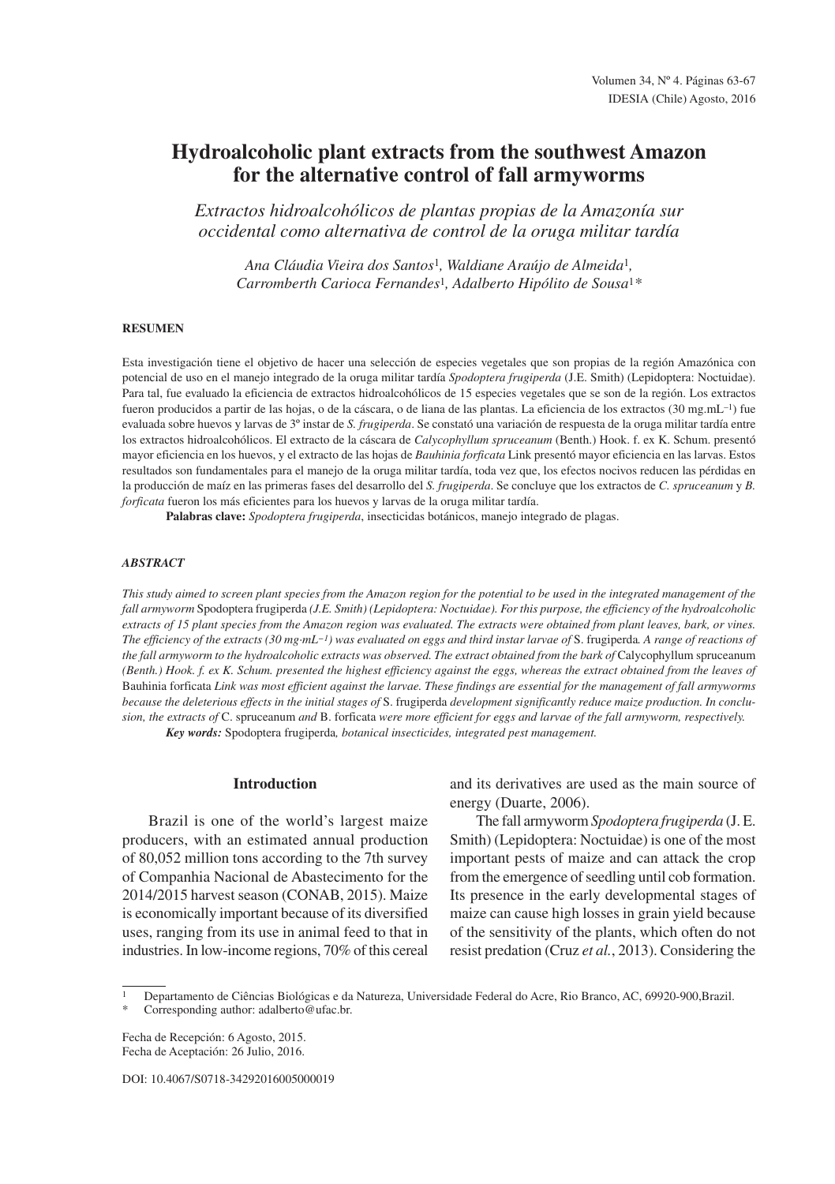# Hydroalcoholic plant extracts from the southwest Amazon for the alternative control of fall armyworms

*Extractos hidroalcohólicos de plantas propias de la Amazonía sur occidental como alternativa de control de la oruga militar tardía*

*Ana Cláudia Vieira dos Santos*[1], *Waldiane Araújo de Almeida*[1], *Carromberth Carioca Fernandes*[1], *Adalberto Hipólito de Sousa*[1*]

**RESUMEN**

Esta investigación tiene el objetivo de hacer una selección de especies vegetales que son propias de la región Amazónica con potencial de uso en el manejo integrado de la oruga militar tardía *Spodoptera frugiperda* (J.E. Smith) (Lepidoptera: Noctuidae). Para tal, fue evaluado la eficiencia de extractos hidroalcohólicos de 15 especies vegetales que se son de la región. Los extractos fueron producidos a partir de las hojas, o de la cáscara, o de liana de las plantas. La eficiencia de los extractos (30 mg.mL$^{-1}$) fue evaluada sobre huevos y larvas de 3º instar de *S. frugiperda*. Se constató una variación de respuesta de la oruga militar tardía entre los extractos hidroalcohólicos. El extracto de la cáscara de *Calycophyllum spruceanum* (Benth.) Hook. f. ex K. Schum. presentó mayor eficiencia en los huevos, y el extracto de las hojas de *Bauhinia forficata* Link presentó mayor eficiencia en las larvas. Estos resultados son fundamentales para el manejo de la oruga militar tardía, toda vez que, los efectos nocivos reducen las pérdidas en la producción de maíz en las primeras fases del desarrollo del *S. frugiperda*. Se concluye que los extractos de *C. spruceanum* y *B. forficata* fueron los más eficientes para los huevos y larvas de la oruga militar tardía.

**Palabras clave:** *Spodoptera frugiperda*, insecticidas botánicos, manejo integrado de plagas.

***ABSTRACT***

*This study aimed to screen plant species from the Amazon region for the potential to be used in the integrated management of the fall armyworm* Spodoptera frugiperda *(J.E. Smith) (Lepidoptera: Noctuidae). For this purpose, the efficiency of the hydroalcoholic extracts of 15 plant species from the Amazon region was evaluated. The extracts were obtained from plant leaves, bark, or vines. The efficiency of the extracts (30 mg·mL$^{-1}$) was evaluated on eggs and third instar larvae of* S. frugiperda*. A range of reactions of the fall armyworm to the hydroalcoholic extracts was observed. The extract obtained from the bark of* Calycophyllum spruceanum *(Benth.) Hook. f. ex K. Schum. presented the highest efficiency against the eggs, whereas the extract obtained from the leaves of* Bauhinia forficata *Link was most efficient against the larvae. These findings are essential for the management of fall armyworms because the deleterious effects in the initial stages of* S. frugiperda *development significantly reduce maize production. In conclusion, the extracts of* C. spruceanum *and* B. forficata *were more efficient for eggs and larvae of the fall armyworm, respectively.*

***Key words:*** Spodoptera frugiperda*, botanical insecticides, integrated pest management.*

## Introduction

Brazil is one of the world's largest maize producers, with an estimated annual production of 80,052 million tons according to the 7th survey of Companhia Nacional de Abastecimento for the 2014/2015 harvest season (CONAB, 2015). Maize is economically important because of its diversified uses, ranging from its use in animal feed to that in industries. In low-income regions, 70% of this cereal and its derivatives are used as the main source of energy (Duarte, 2006).

The fall armyworm *Spodoptera frugiperda* (J. E. Smith) (Lepidoptera: Noctuidae) is one of the most important pests of maize and can attack the crop from the emergence of seedling until cob formation. Its presence in the early developmental stages of maize can cause high losses in grain yield because of the sensitivity of the plants, which often do not resist predation (Cruz *et al.*, 2013). Considering the

[1] Departamento de Ciências Biológicas e da Natureza, Universidade Federal do Acre, Rio Branco, AC, 69920-900,Brazil.
* Corresponding author: adalberto@ufac.br.

Fecha de Recepción: 6 Agosto, 2015.
Fecha de Aceptación: 26 Julio, 2016.

DOI: 10.4067/S0718-34292016005000019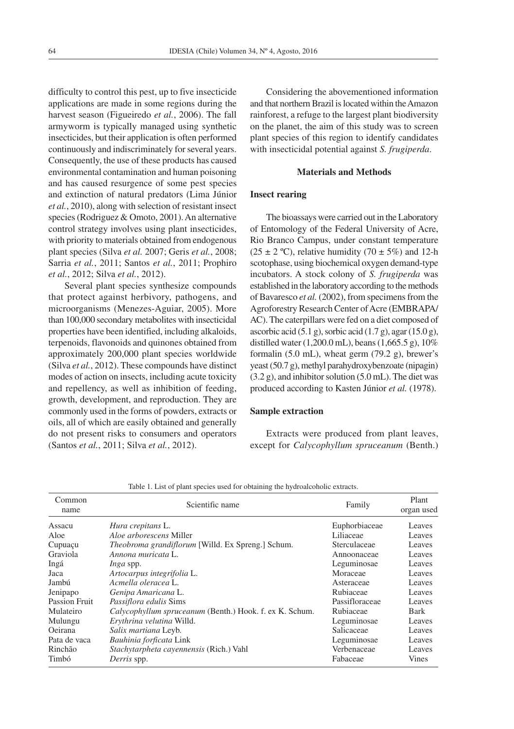difficulty to control this pest, up to five insecticide applications are made in some regions during the harvest season (Figueiredo *et al.*, 2006). The fall armyworm is typically managed using synthetic insecticides, but their application is often performed continuously and indiscriminately for several years. Consequently, the use of these products has caused environmental contamination and human poisoning and has caused resurgence of some pest species and extinction of natural predators (Lima Júnior *et al.*, 2010), along with selection of resistant insect species (Rodriguez & Omoto, 2001). An alternative control strategy involves using plant insecticides, with priority to materials obtained from endogenous plant species (Silva *et al.* 2007; Geris *et al.*, 2008; Sarria *et al.*, 2011; Santos *et al.*, 2011; Prophiro *et al.*, 2012; Silva *et al.*, 2012).

Several plant species synthesize compounds that protect against herbivory, pathogens, and microorganisms (Menezes-Aguiar, 2005). More than 100,000 secondary metabolites with insecticidal properties have been identified, including alkaloids, terpenoids, flavonoids and quinones obtained from approximately 200,000 plant species worldwide (Silva *et al.*, 2012). These compounds have distinct modes of action on insects, including acute toxicity and repellency, as well as inhibition of feeding, growth, development, and reproduction. They are commonly used in the forms of powders, extracts or oils, all of which are easily obtained and generally do not present risks to consumers and operators (Santos *et al.*, 2011; Silva *et al.*, 2012).

Considering the abovementioned information and that northern Brazil is located within the Amazon rainforest, a refuge to the largest plant biodiversity on the planet, the aim of this study was to screen plant species of this region to identify candidates with insecticidal potential against *S. frugiperda*.

## Materials and Methods

### Insect rearing

The bioassays were carried out in the Laboratory of Entomology of the Federal University of Acre, Rio Branco Campus, under constant temperature (25 ± 2 ºC), relative humidity (70 ± 5%) and 12-h scotophase, using biochemical oxygen demand-type incubators. A stock colony of *S. frugiperda* was established in the laboratory according to the methods of Bavaresco *et al.* (2002), from specimens from the Agroforestry Research Center of Acre (EMBRAPA/AC). The caterpillars were fed on a diet composed of ascorbic acid (5.1 g), sorbic acid (1.7 g), agar (15.0 g), distilled water (1,200.0 mL), beans (1,665.5 g), 10% formalin (5.0 mL), wheat germ (79.2 g), brewer's yeast (50.7 g), methyl parahydroxybenzoate (nipagin) (3.2 g), and inhibitor solution (5.0 mL). The diet was produced according to Kasten Júnior *et al.* (1978).

### Sample extraction

Extracts were produced from plant leaves, except for *Calycophyllum spruceanum* (Benth.)

Table 1. List of plant species used for obtaining the hydroalcoholic extracts.

| Common name | Scientific name | Family | Plant organ used |
|---|---|---|---|
| Assacu | *Hura crepitans* L. | Euphorbiaceae | Leaves |
| Aloe | *Aloe arborescens* Miller | Liliaceae | Leaves |
| Cupuaçu | *Theobroma grandiflorum* [Willd. Ex Spreng.] Schum. | Sterculaceae | Leaves |
| Graviola | *Annona muricata* L. | Annoonaceae | Leaves |
| Ingá | *Inga* spp. | Leguminosae | Leaves |
| Jaca | *Artocarpus integrifolia* L. | Moraceae | Leaves |
| Jambú | *Acmella oleracea* L. | Asteraceae | Leaves |
| Jenipapo | *Genipa Amaricana* L. | Rubiaceae | Leaves |
| Passion Fruit | *Passiflora edulis* Sims | Passifloraceae | Leaves |
| Mulateiro | *Calycophyllum spruceanum* (Benth.) Hook. f. ex K. Schum. | Rubiaceae | Bark |
| Mulungu | *Erythrina velutina* Willd. | Leguminosae | Leaves |
| Oeirana | *Salix martiana* Leyb. | Salicaceae | Leaves |
| Pata de vaca | *Bauhinia forficata* Link | Leguminosae | Leaves |
| Rinchão | *Stachytarpheta cayennensis* (Rich.) Vahl | Verbenaceae | Leaves |
| Timbó | *Derris* spp. | Fabaceae | Vines |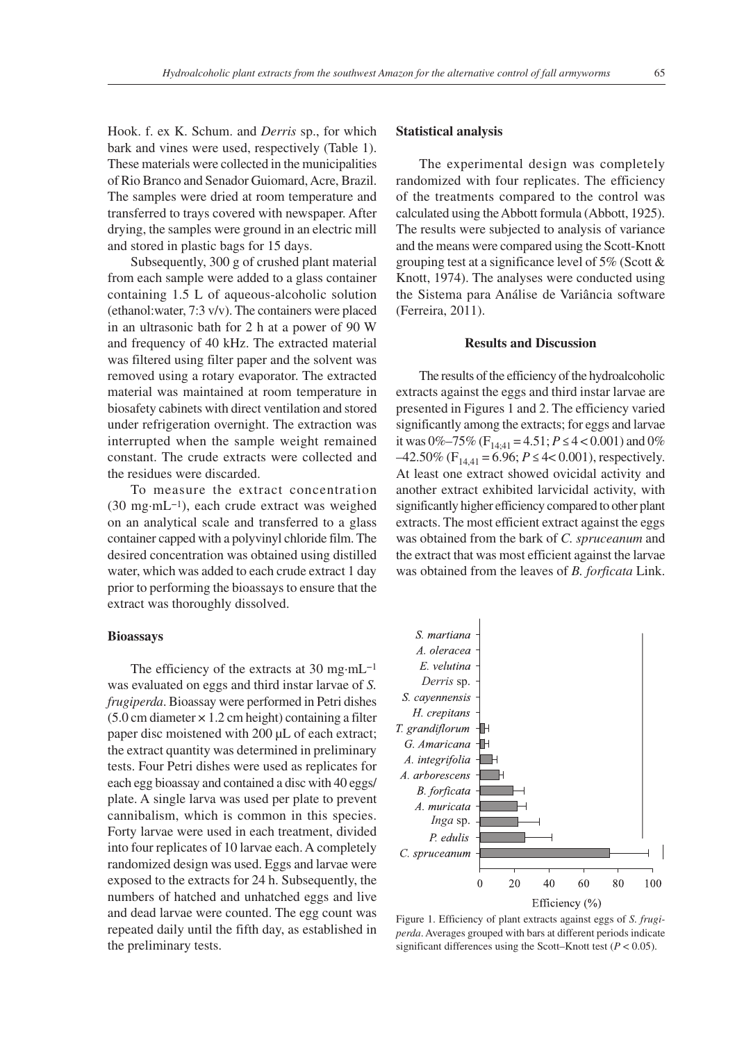Hook. f. ex K. Schum. and *Derris* sp., for which bark and vines were used, respectively (Table 1). These materials were collected in the municipalities of Rio Branco and Senador Guiomard, Acre, Brazil. The samples were dried at room temperature and transferred to trays covered with newspaper. After drying, the samples were ground in an electric mill and stored in plastic bags for 15 days.

Subsequently, 300 g of crushed plant material from each sample were added to a glass container containing 1.5 L of aqueous-alcoholic solution (ethanol:water, 7:3 v/v). The containers were placed in an ultrasonic bath for 2 h at a power of 90 W and frequency of 40 kHz. The extracted material was filtered using filter paper and the solvent was removed using a rotary evaporator. The extracted material was maintained at room temperature in biosafety cabinets with direct ventilation and stored under refrigeration overnight. The extraction was interrupted when the sample weight remained constant. The crude extracts were collected and the residues were discarded.

To measure the extract concentration ($30\ mg{\cdot}mL^{-1}$), each crude extract was weighed on an analytical scale and transferred to a glass container capped with a polyvinyl chloride film. The desired concentration was obtained using distilled water, which was added to each crude extract 1 day prior to performing the bioassays to ensure that the extract was thoroughly dissolved.

### Bioassays

The efficiency of the extracts at $30\ mg{\cdot}mL^{-1}$ was evaluated on eggs and third instar larvae of *S. frugiperda*. Bioassay were performed in Petri dishes (5.0 cm diameter × 1.2 cm height) containing a filter paper disc moistened with 200 µL of each extract; the extract quantity was determined in preliminary tests. Four Petri dishes were used as replicates for each egg bioassay and contained a disc with 40 eggs/plate. A single larva was used per plate to prevent cannibalism, which is common in this species. Forty larvae were used in each treatment, divided into four replicates of 10 larvae each. A completely randomized design was used. Eggs and larvae were exposed to the extracts for 24 h. Subsequently, the numbers of hatched and unhatched eggs and live and dead larvae were counted. The egg count was repeated daily until the fifth day, as established in the preliminary tests.

### Statistical analysis

The experimental design was completely randomized with four replicates. The efficiency of the treatments compared to the control was calculated using the Abbott formula (Abbott, 1925). The results were subjected to analysis of variance and the means were compared using the Scott-Knott grouping test at a significance level of 5% (Scott & Knott, 1974). The analyses were conducted using the Sistema para Análise de Variância software (Ferreira, 2011).

## Results and Discussion

The results of the efficiency of the hydroalcoholic extracts against the eggs and third instar larvae are presented in Figures 1 and 2. The efficiency varied significantly among the extracts; for eggs and larvae it was 0%–75% ($F_{14;41} = 4.51$; $P \leq 4 < 0.001$) and 0%–42.50% ($F_{14,41} = 6.96$; $P \leq 4 < 0.001$), respectively. At least one extract showed ovicidal activity and another extract exhibited larvicidal activity, with significantly higher efficiency compared to other plant extracts. The most efficient extract against the eggs was obtained from the bark of *C. spruceanum* and the extract that was most efficient against the larvae was obtained from the leaves of *B. forficata* Link.

Figure 1. Efficiency of plant extracts against eggs of *S. frugiperda*. Averages grouped with bars at different periods indicate significant differences using the Scott–Knott test ($P < 0.05$).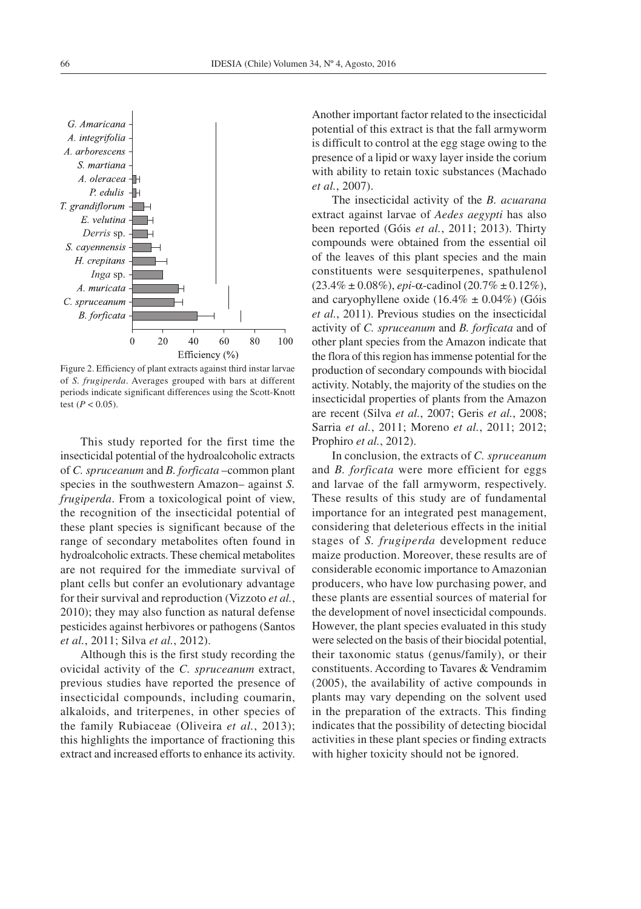Figure 2. Efficiency of plant extracts against third instar larvae of *S. frugiperda*. Averages grouped with bars at different periods indicate significant differences using the Scott-Knott test ($P < 0.05$).

This study reported for the first time the insecticidal potential of the hydroalcoholic extracts of *C. spruceanum* and *B. forficata* –common plant species in the southwestern Amazon– against *S. frugiperda*. From a toxicological point of view, the recognition of the insecticidal potential of these plant species is significant because of the range of secondary metabolites often found in hydroalcoholic extracts. These chemical metabolites are not required for the immediate survival of plant cells but confer an evolutionary advantage for their survival and reproduction (Vizzoto *et al.*, 2010); they may also function as natural defense pesticides against herbivores or pathogens (Santos *et al.*, 2011; Silva *et al.*, 2012).

Although this is the first study recording the ovicidal activity of the *C. spruceanum* extract, previous studies have reported the presence of insecticidal compounds, including coumarin, alkaloids, and triterpenes, in other species of the family Rubiaceae (Oliveira *et al.*, 2013); this highlights the importance of fractioning this extract and increased efforts to enhance its activity. Another important factor related to the insecticidal potential of this extract is that the fall armyworm is difficult to control at the egg stage owing to the presence of a lipid or waxy layer inside the corium with ability to retain toxic substances (Machado *et al.*, 2007).

The insecticidal activity of the *B. acuarana* extract against larvae of *Aedes aegypti* has also been reported (Góis *et al.*, 2011; 2013). Thirty compounds were obtained from the essential oil of the leaves of this plant species and the main constituents were sesquiterpenes, spathulenol ($23.4\% \pm 0.08\%$), *epi*-$\alpha$-cadinol ($20.7\% \pm 0.12\%$), and caryophyllene oxide ($16.4\% \pm 0.04\%$) (Góis *et al.*, 2011). Previous studies on the insecticidal activity of *C. spruceanum* and *B. forficata* and of other plant species from the Amazon indicate that the flora of this region has immense potential for the production of secondary compounds with biocidal activity. Notably, the majority of the studies on the insecticidal properties of plants from the Amazon are recent (Silva *et al.*, 2007; Geris *et al.*, 2008; Sarria *et al.*, 2011; Moreno *et al.*, 2011; 2012; Prophiro *et al.*, 2012).

In conclusion, the extracts of *C. spruceanum* and *B. forficata* were more efficient for eggs and larvae of the fall armyworm, respectively. These results of this study are of fundamental importance for an integrated pest management, considering that deleterious effects in the initial stages of *S. frugiperda* development reduce maize production. Moreover, these results are of considerable economic importance to Amazonian producers, who have low purchasing power, and these plants are essential sources of material for the development of novel insecticidal compounds. However, the plant species evaluated in this study were selected on the basis of their biocidal potential, their taxonomic status (genus/family), or their constituents. According to Tavares & Vendramim (2005), the availability of active compounds in plants may vary depending on the solvent used in the preparation of the extracts. This finding indicates that the possibility of detecting biocidal activities in these plant species or finding extracts with higher toxicity should not be ignored.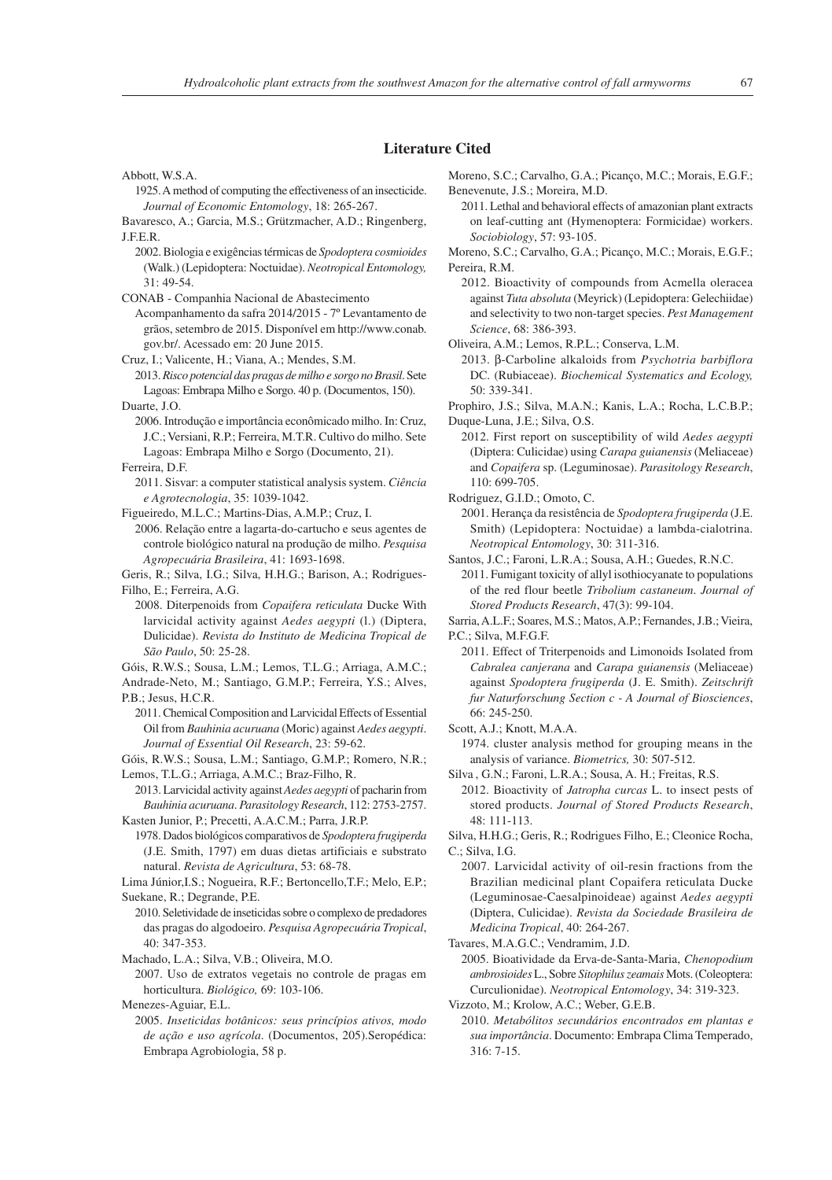## Literature Cited

Abbott, W.S.A.

1925. A method of computing the effectiveness of an insecticide. *Journal of Economic Entomology*, 18: 265-267.

Bavaresco, A.; Garcia, M.S.; Grützmacher, A.D.; Ringenberg, J.F.E.R.

2002. Biologia e exigências térmicas de *Spodoptera cosmioides* (Walk.) (Lepidoptera: Noctuidae). *Neotropical Entomology,* 31: 49-54.

CONAB - Companhia Nacional de Abastecimento

Acompanhamento da safra 2014/2015 - 7º Levantamento de grãos, setembro de 2015. Disponível em http://www.conab.gov.br/. Acessado em: 20 June 2015.

Cruz, I.; Valicente, H.; Viana, A.; Mendes, S.M.

2013. *Risco potencial das pragas de milho e sorgo no Brasil*. Sete Lagoas: Embrapa Milho e Sorgo. 40 p. (Documentos, 150).

Duarte, J.O.

2006. Introdução e importância econômicado milho. In: Cruz, J.C.; Versiani, R.P.; Ferreira, M.T.R. Cultivo do milho. Sete Lagoas: Embrapa Milho e Sorgo (Documento, 21).

Ferreira, D.F.

2011. Sisvar: a computer statistical analysis system. *Ciência e Agrotecnologia*, 35: 1039-1042.

Figueiredo, M.L.C.; Martins-Dias, A.M.P.; Cruz, I.

2006. Relação entre a lagarta-do-cartucho e seus agentes de controle biológico natural na produção de milho. *Pesquisa Agropecuária Brasileira*, 41: 1693-1698.

Geris, R.; Silva, I.G.; Silva, H.H.G.; Barison, A.; Rodrigues-Filho, E.; Ferreira, A.G.

2008. Diterpenoids from *Copaifera reticulata* Ducke With larvicidal activity against *Aedes aegypti* (l.) (Diptera, Dulicidae). *Revista do Instituto de Medicina Tropical de São Paulo*, 50: 25-28.

Góis, R.W.S.; Sousa, L.M.; Lemos, T.L.G.; Arriaga, A.M.C.; Andrade-Neto, M.; Santiago, G.M.P.; Ferreira, Y.S.; Alves, P.B.; Jesus, H.C.R.

2011. Chemical Composition and Larvicidal Effects of Essential Oil from *Bauhinia acuruana* (Moric) against *Aedes aegypti*. *Journal of Essential Oil Research*, 23: 59-62.

Góis, R.W.S.; Sousa, L.M.; Santiago, G.M.P.; Romero, N.R.; Lemos, T.L.G.; Arriaga, A.M.C.; Braz-Filho, R.

2013. Larvicidal activity against *Aedes aegypti* of pacharin from *Bauhinia acuruana*. *Parasitology Research*, 112: 2753-2757.

Kasten Junior, P.; Precetti, A.A.C.M.; Parra, J.R.P.

1978. Dados biológicos comparativos de *Spodoptera frugiperda* (J.E. Smith, 1797) em duas dietas artificiais e substrato natural. *Revista de Agricultura*, 53: 68-78.

Lima Júnior,I.S.; Nogueira, R.F.; Bertoncello,T.F.; Melo, E.P.; Suekane, R.; Degrande, P.E.

2010. Seletividade de inseticidas sobre o complexo de predadores das pragas do algodoeiro. *Pesquisa Agropecuária Tropical*, 40: 347-353.

Machado, L.A.; Silva, V.B.; Oliveira, M.O.

2007. Uso de extratos vegetais no controle de pragas em horticultura. *Biológico,* 69: 103-106.

Menezes-Aguiar, E.L.

2005. *Inseticidas botânicos: seus princípios ativos, modo de ação e uso agrícola.* (Documentos, 205).Seropédica: Embrapa Agrobiologia, 58 p.

Moreno, S.C.; Carvalho, G.A.; Picanço, M.C.; Morais, E.G.F.; Benevenute, J.S.; Moreira, M.D.

2011. Lethal and behavioral effects of amazonian plant extracts on leaf-cutting ant (Hymenoptera: Formicidae) workers. *Sociobiology*, 57: 93-105.

Moreno, S.C.; Carvalho, G.A.; Picanço, M.C.; Morais, E.G.F.; Pereira, R.M.

2012. Bioactivity of compounds from Acmella oleracea against *Tuta absoluta* (Meyrick) (Lepidoptera: Gelechiidae) and selectivity to two non-target species. *Pest Management Science*, 68: 386-393.

Oliveira, A.M.; Lemos, R.P.L.; Conserva, L.M.

2013. β-Carboline alkaloids from *Psychotria barbiflora* DC. (Rubiaceae). *Biochemical Systematics and Ecology,* 50: 339-341.

Prophiro, J.S.; Silva, M.A.N.; Kanis, L.A.; Rocha, L.C.B.P.; Duque-Luna, J.E.; Silva, O.S.

2012. First report on susceptibility of wild *Aedes aegypti* (Diptera: Culicidae) using *Carapa guianensis* (Meliaceae) and *Copaifera* sp. (Leguminosae). *Parasitology Research*, 110: 699-705.

Rodriguez, G.I.D.; Omoto, C.

2001. Herança da resistência de *Spodoptera frugiperda* (J.E. Smith) (Lepidoptera: Noctuidae) a lambda-cialotrina. *Neotropical Entomology*, 30: 311-316.

Santos, J.C.; Faroni, L.R.A.; Sousa, A.H.; Guedes, R.N.C.

2011. Fumigant toxicity of allyl isothiocyanate to populations of the red flour beetle *Tribolium castaneum*. *Journal of Stored Products Research*, 47(3): 99-104.

Sarria, A.L.F.; Soares, M.S.; Matos, A.P.; Fernandes, J.B.; Vieira, P.C.; Silva, M.F.G.F.

2011. Effect of Triterpenoids and Limonoids Isolated from *Cabralea canjerana* and *Carapa guianensis* (Meliaceae) against *Spodoptera frugiperda* (J. E. Smith). *Zeitschrift fur Naturforschung Section c - A Journal of Biosciences*, 66: 245-250.

Scott, A.J.; Knott, M.A.A.

1974. cluster analysis method for grouping means in the analysis of variance. *Biometrics,* 30: 507-512.

Silva , G.N.; Faroni, L.R.A.; Sousa, A. H.; Freitas, R.S.

2012. Bioactivity of *Jatropha curcas* L. to insect pests of stored products. *Journal of Stored Products Research*, 48: 111-113.

Silva, H.H.G.; Geris, R.; Rodrigues Filho, E.; Cleonice Rocha, C.; Silva, I.G.

2007. Larvicidal activity of oil-resin fractions from the Brazilian medicinal plant Copaifera reticulata Ducke (Leguminosae-Caesalpinoideae) against *Aedes aegypti* (Diptera, Culicidae). *Revista da Sociedade Brasileira de Medicina Tropical*, 40: 264-267.

Tavares, M.A.G.C.; Vendramim, J.D.

2005. Bioatividade da Erva-de-Santa-Maria, *Chenopodium ambrosioides* L., Sobre *Sitophilus zeamais* Mots. (Coleoptera: Curculionidae). *Neotropical Entomology*, 34: 319-323.

Vizzoto, M.; Krolow, A.C.; Weber, G.E.B.

2010. *Metabólitos secundários encontrados em plantas e sua importância*. Documento: Embrapa Clima Temperado, 316: 7-15.